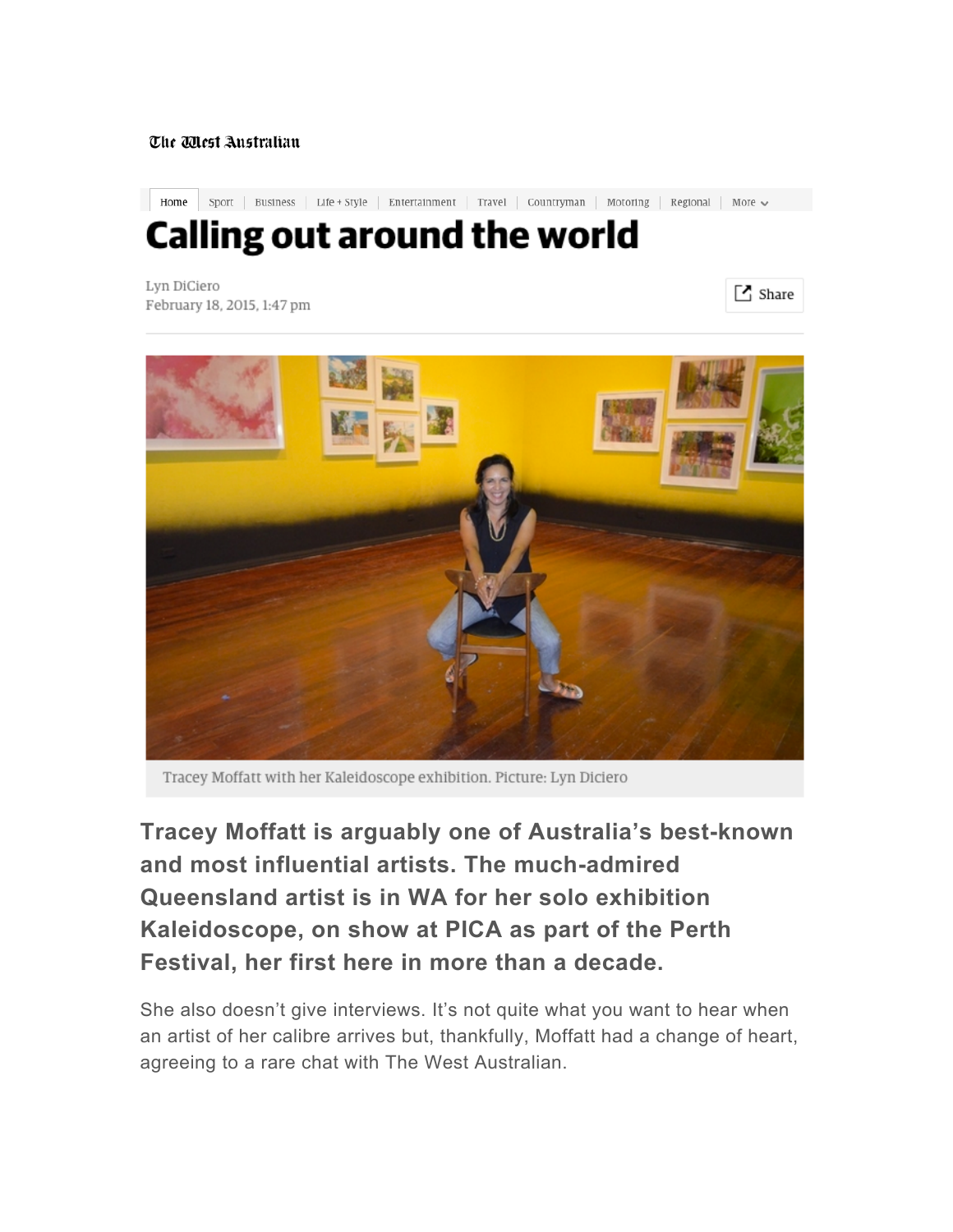The West Australian

Home | Sport | Business | Life + Style | Entertainment | Travel | Countryman | Motoring | Regional | More

# Calling out around the world

Lyn DiCiero
February 18, 2015, 1:47 pm

Share

Tracey Moffatt with her Kaleidoscope exhibition. Picture: Lyn Diciero

**Tracey Moffatt is arguably one of Australia's best-known and most influential artists. The much-admired Queensland artist is in WA for her solo exhibition Kaleidoscope, on show at PICA as part of the Perth Festival, her first here in more than a decade.**

She also doesn't give interviews. It's not quite what you want to hear when an artist of her calibre arrives but, thankfully, Moffatt had a change of heart, agreeing to a rare chat with The West Australian.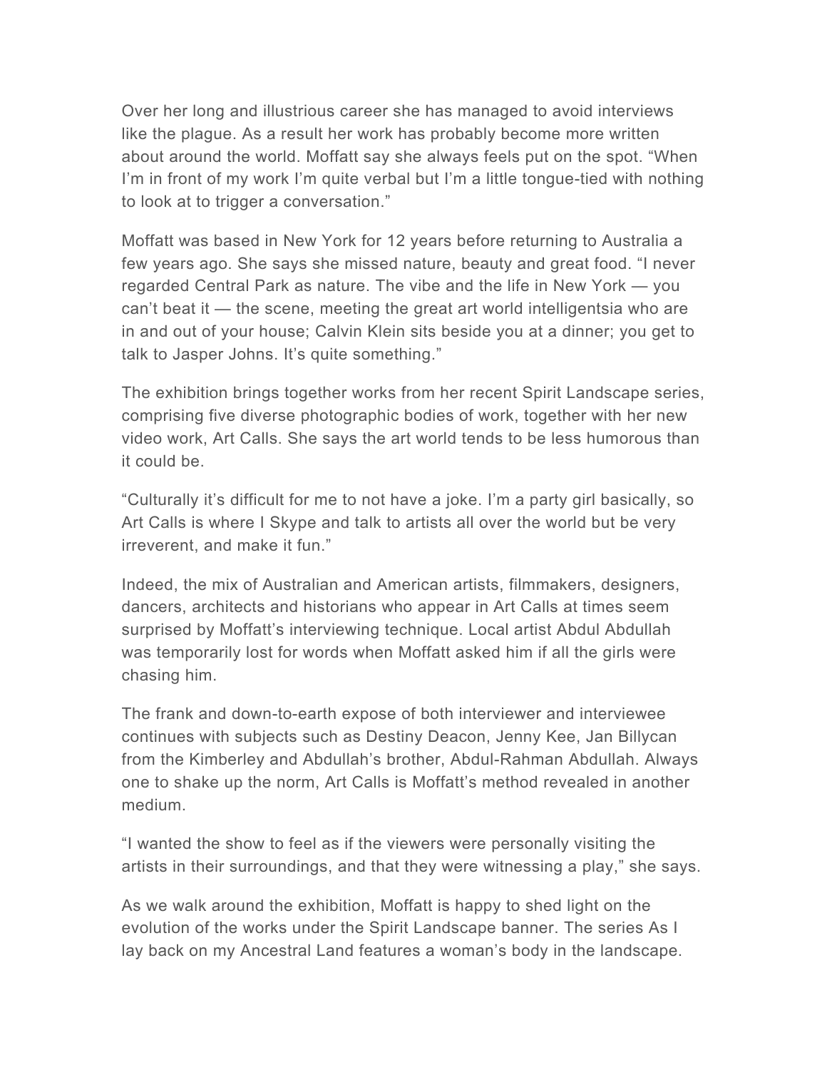Over her long and illustrious career she has managed to avoid interviews like the plague. As a result her work has probably become more written about around the world. Moffatt say she always feels put on the spot. "When I'm in front of my work I'm quite verbal but I'm a little tongue-tied with nothing to look at to trigger a conversation."

Moffatt was based in New York for 12 years before returning to Australia a few years ago. She says she missed nature, beauty and great food. "I never regarded Central Park as nature. The vibe and the life in New York — you can't beat it — the scene, meeting the great art world intelligentsia who are in and out of your house; Calvin Klein sits beside you at a dinner; you get to talk to Jasper Johns. It's quite something."

The exhibition brings together works from her recent Spirit Landscape series, comprising five diverse photographic bodies of work, together with her new video work, Art Calls. She says the art world tends to be less humorous than it could be.

"Culturally it's difficult for me to not have a joke. I'm a party girl basically, so Art Calls is where I Skype and talk to artists all over the world but be very irreverent, and make it fun."

Indeed, the mix of Australian and American artists, filmmakers, designers, dancers, architects and historians who appear in Art Calls at times seem surprised by Moffatt's interviewing technique. Local artist Abdul Abdullah was temporarily lost for words when Moffatt asked him if all the girls were chasing him.

The frank and down-to-earth expose of both interviewer and interviewee continues with subjects such as Destiny Deacon, Jenny Kee, Jan Billycan from the Kimberley and Abdullah's brother, Abdul-Rahman Abdullah. Always one to shake up the norm, Art Calls is Moffatt's method revealed in another medium.

"I wanted the show to feel as if the viewers were personally visiting the artists in their surroundings, and that they were witnessing a play," she says.

As we walk around the exhibition, Moffatt is happy to shed light on the evolution of the works under the Spirit Landscape banner. The series As I lay back on my Ancestral Land features a woman's body in the landscape.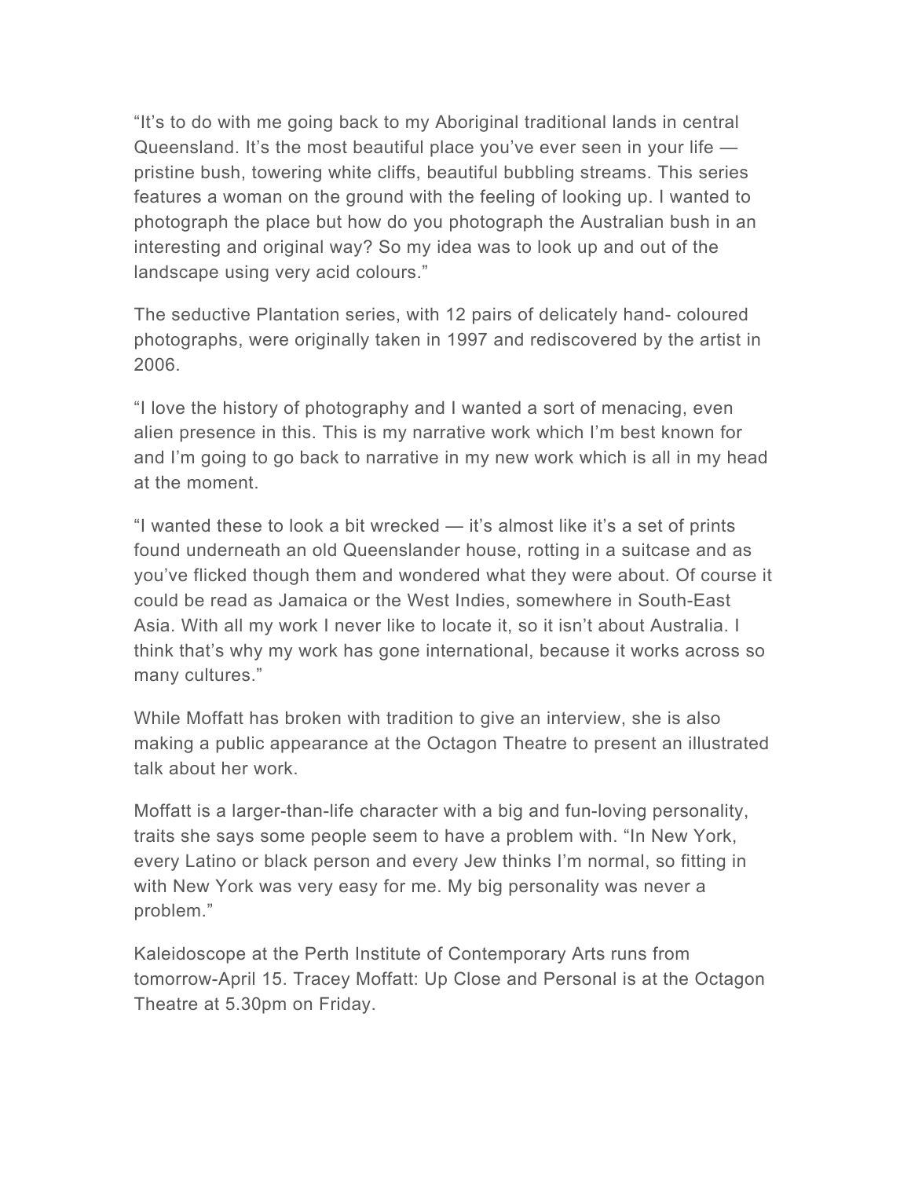"It's to do with me going back to my Aboriginal traditional lands in central Queensland. It's the most beautiful place you've ever seen in your life — pristine bush, towering white cliffs, beautiful bubbling streams. This series features a woman on the ground with the feeling of looking up. I wanted to photograph the place but how do you photograph the Australian bush in an interesting and original way? So my idea was to look up and out of the landscape using very acid colours."

The seductive Plantation series, with 12 pairs of delicately hand- coloured photographs, were originally taken in 1997 and rediscovered by the artist in 2006.

"I love the history of photography and I wanted a sort of menacing, even alien presence in this. This is my narrative work which I'm best known for and I'm going to go back to narrative in my new work which is all in my head at the moment.

"I wanted these to look a bit wrecked — it's almost like it's a set of prints found underneath an old Queenslander house, rotting in a suitcase and as you've flicked though them and wondered what they were about. Of course it could be read as Jamaica or the West Indies, somewhere in South-East Asia. With all my work I never like to locate it, so it isn't about Australia. I think that's why my work has gone international, because it works across so many cultures."

While Moffatt has broken with tradition to give an interview, she is also making a public appearance at the Octagon Theatre to present an illustrated talk about her work.

Moffatt is a larger-than-life character with a big and fun-loving personality, traits she says some people seem to have a problem with. "In New York, every Latino or black person and every Jew thinks I'm normal, so fitting in with New York was very easy for me. My big personality was never a problem."

Kaleidoscope at the Perth Institute of Contemporary Arts runs from tomorrow-April 15. Tracey Moffatt: Up Close and Personal is at the Octagon Theatre at 5.30pm on Friday.